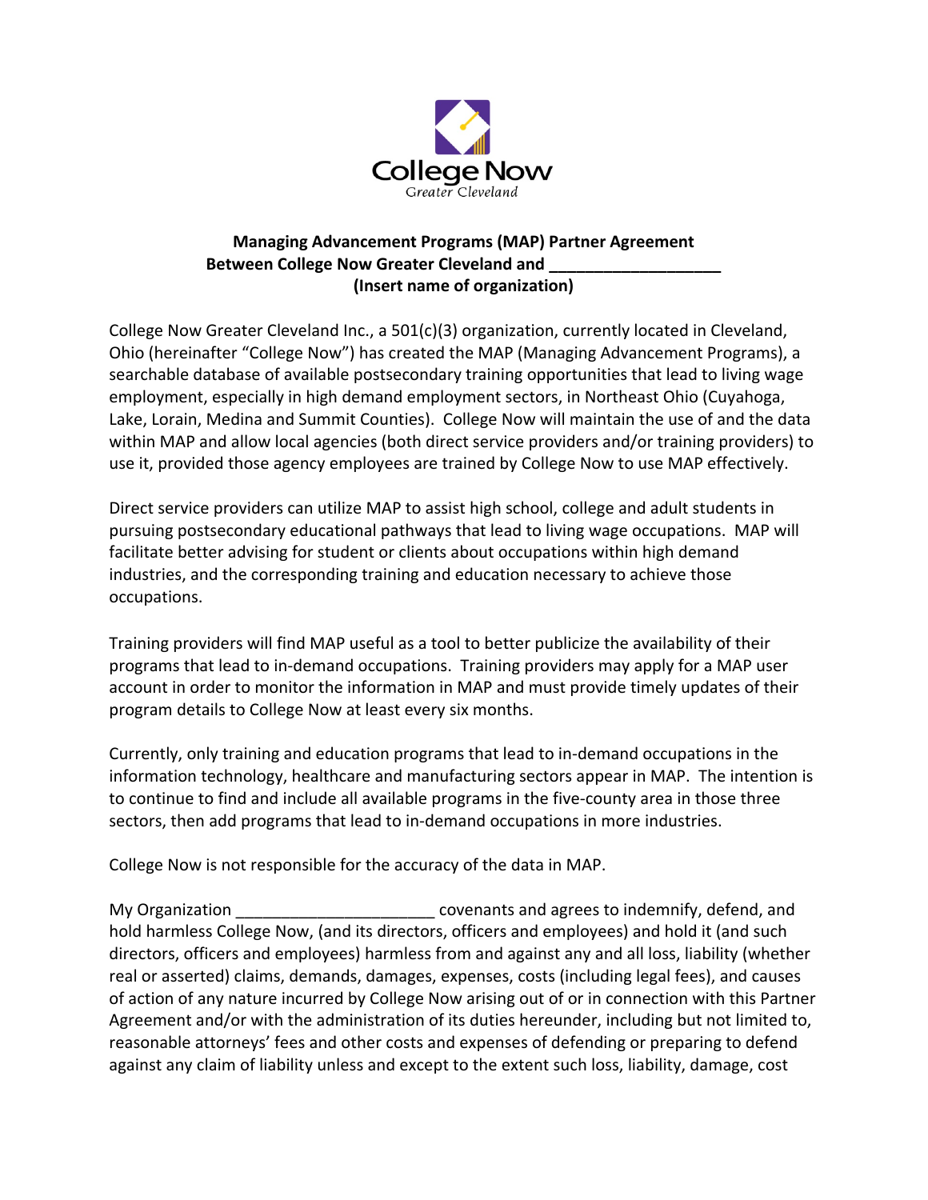College Now
Greater Cleveland

**Managing Advancement Programs (MAP) Partner Agreement**
**Between College Now Greater Cleveland and ___________________**
**(Insert name of organization)**

College Now Greater Cleveland Inc., a 501(c)(3) organization, currently located in Cleveland, Ohio (hereinafter "College Now") has created the MAP (Managing Advancement Programs), a searchable database of available postsecondary training opportunities that lead to living wage employment, especially in high demand employment sectors, in Northeast Ohio (Cuyahoga, Lake, Lorain, Medina and Summit Counties). College Now will maintain the use of and the data within MAP and allow local agencies (both direct service providers and/or training providers) to use it, provided those agency employees are trained by College Now to use MAP effectively.

Direct service providers can utilize MAP to assist high school, college and adult students in pursuing postsecondary educational pathways that lead to living wage occupations. MAP will facilitate better advising for student or clients about occupations within high demand industries, and the corresponding training and education necessary to achieve those occupations.

Training providers will find MAP useful as a tool to better publicize the availability of their programs that lead to in-demand occupations. Training providers may apply for a MAP user account in order to monitor the information in MAP and must provide timely updates of their program details to College Now at least every six months.

Currently, only training and education programs that lead to in-demand occupations in the information technology, healthcare and manufacturing sectors appear in MAP. The intention is to continue to find and include all available programs in the five-county area in those three sectors, then add programs that lead to in-demand occupations in more industries.

College Now is not responsible for the accuracy of the data in MAP.

My Organization ______________________ covenants and agrees to indemnify, defend, and hold harmless College Now, (and its directors, officers and employees) and hold it (and such directors, officers and employees) harmless from and against any and all loss, liability (whether real or asserted) claims, demands, damages, expenses, costs (including legal fees), and causes of action of any nature incurred by College Now arising out of or in connection with this Partner Agreement and/or with the administration of its duties hereunder, including but not limited to, reasonable attorneys' fees and other costs and expenses of defending or preparing to defend against any claim of liability unless and except to the extent such loss, liability, damage, cost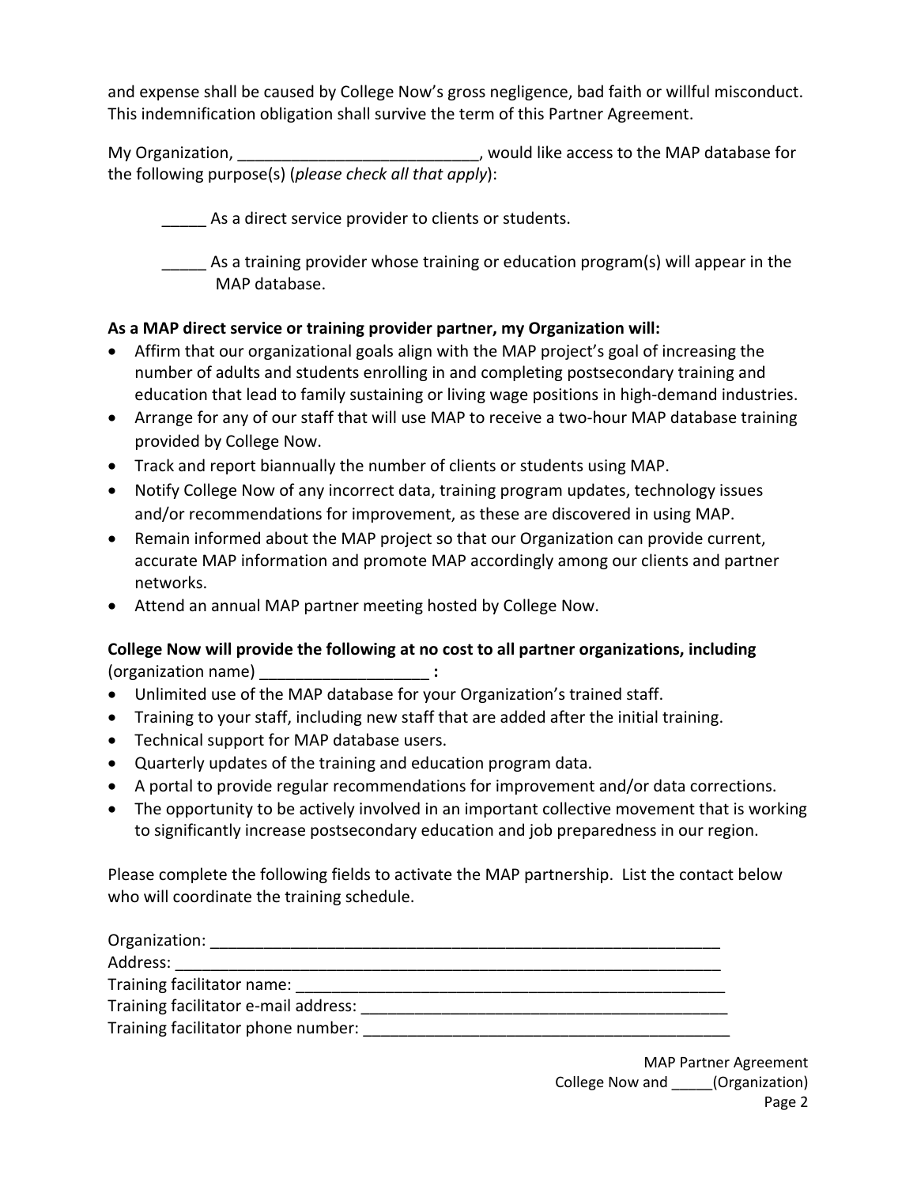and expense shall be caused by College Now's gross negligence, bad faith or willful misconduct. This indemnification obligation shall survive the term of this Partner Agreement.

My Organization, ___________________________, would like access to the MAP database for the following purpose(s) (*please check all that apply*):

_____ As a direct service provider to clients or students.

_____ As a training provider whose training or education program(s) will appear in the MAP database.

**As a MAP direct service or training provider partner, my Organization will:**

- Affirm that our organizational goals align with the MAP project's goal of increasing the number of adults and students enrolling in and completing postsecondary training and education that lead to family sustaining or living wage positions in high-demand industries.
- Arrange for any of our staff that will use MAP to receive a two-hour MAP database training provided by College Now.
- Track and report biannually the number of clients or students using MAP.
- Notify College Now of any incorrect data, training program updates, technology issues and/or recommendations for improvement, as these are discovered in using MAP.
- Remain informed about the MAP project so that our Organization can provide current, accurate MAP information and promote MAP accordingly among our clients and partner networks.
- Attend an annual MAP partner meeting hosted by College Now.

**College Now will provide the following at no cost to all partner organizations, including** (organization name) ___________________ **:**

- Unlimited use of the MAP database for your Organization's trained staff.
- Training to your staff, including new staff that are added after the initial training.
- Technical support for MAP database users.
- Quarterly updates of the training and education program data.
- A portal to provide regular recommendations for improvement and/or data corrections.
- The opportunity to be actively involved in an important collective movement that is working to significantly increase postsecondary education and job preparedness in our region.

Please complete the following fields to activate the MAP partnership. List the contact below who will coordinate the training schedule.

Organization: ___________________________________________________________
Address: _______________________________________________________________
Training facilitator name: __________________________________________________
Training facilitator e-mail address: __________________________________________
Training facilitator phone number: ___________________________________________

MAP Partner Agreement
College Now and _____(Organization)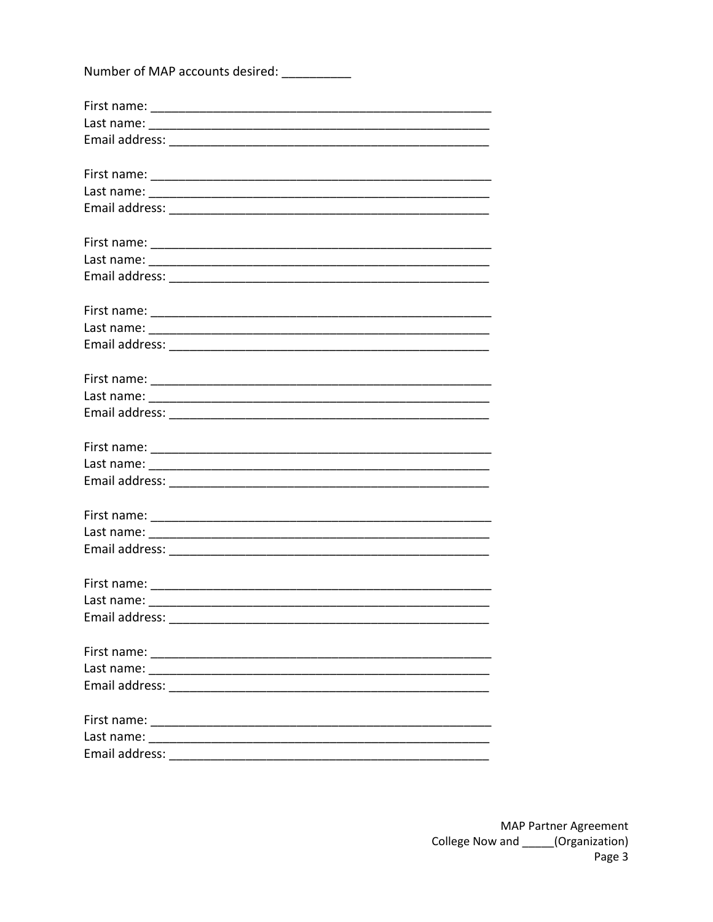Number of MAP accounts desired: __________

First name: ____________________________________________________
Last name: ____________________________________________________
Email address: _________________________________________________

First name: ____________________________________________________
Last name: ____________________________________________________
Email address: _________________________________________________

First name: ____________________________________________________
Last name: ____________________________________________________
Email address: _________________________________________________

First name: ____________________________________________________
Last name: ____________________________________________________
Email address: _________________________________________________

First name: ____________________________________________________
Last name: ____________________________________________________
Email address: _________________________________________________

First name: ____________________________________________________
Last name: ____________________________________________________
Email address: _________________________________________________

First name: ____________________________________________________
Last name: ____________________________________________________
Email address: _________________________________________________

First name: ____________________________________________________
Last name: ____________________________________________________
Email address: _________________________________________________

First name: ____________________________________________________
Last name: ____________________________________________________
Email address: _________________________________________________

First name: ____________________________________________________
Last name: ____________________________________________________
Email address: _________________________________________________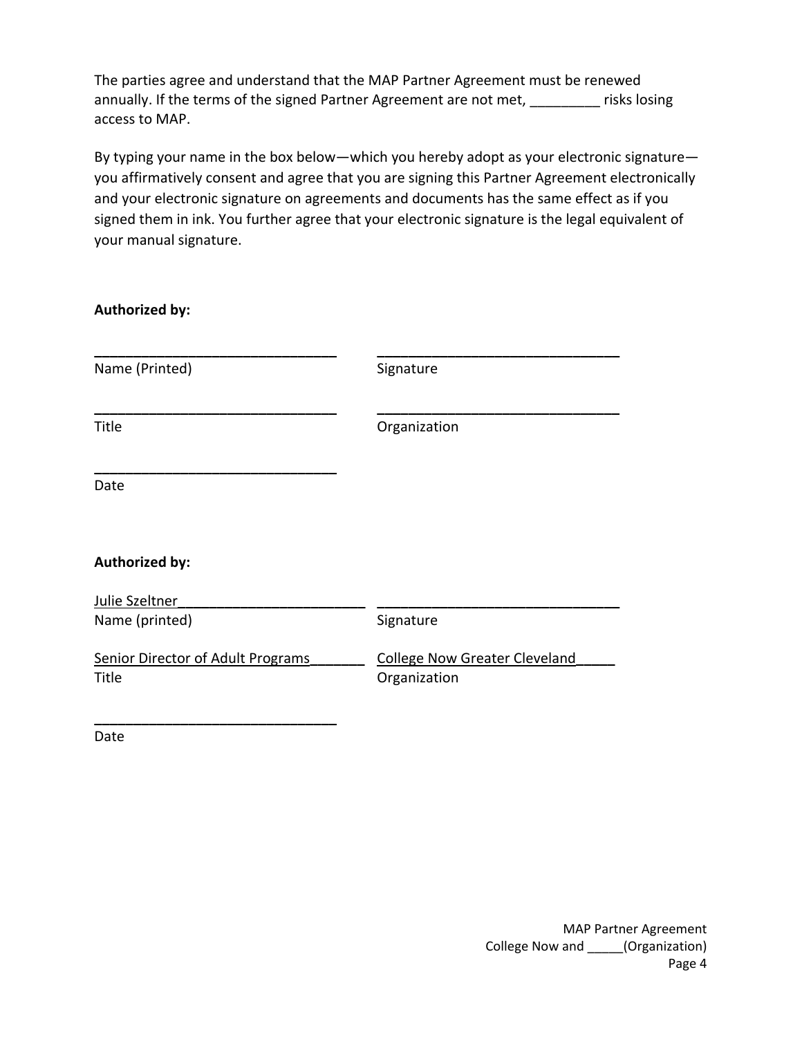The parties agree and understand that the MAP Partner Agreement must be renewed annually. If the terms of the signed Partner Agreement are not met, _________ risks losing access to MAP.

By typing your name in the box below—which you hereby adopt as your electronic signature—you affirmatively consent and agree that you are signing this Partner Agreement electronically and your electronic signature on agreements and documents has the same effect as if you signed them in ink. You further agree that your electronic signature is the legal equivalent of your manual signature.

**Authorized by:**

_______________________________ &nbsp;&nbsp;&nbsp;&nbsp; _______________________________
Name (Printed) &nbsp;&nbsp;&nbsp;&nbsp; Signature

_______________________________ &nbsp;&nbsp;&nbsp;&nbsp; _______________________________
Title &nbsp;&nbsp;&nbsp;&nbsp; Organization

_______________________________
Date

**Authorized by:**

Julie Szeltner________________________ &nbsp;&nbsp;&nbsp;&nbsp; _______________________________
Name (printed) &nbsp;&nbsp;&nbsp;&nbsp; Signature

Senior Director of Adult Programs_______ &nbsp;&nbsp;&nbsp;&nbsp; College Now Greater Cleveland_____
Title &nbsp;&nbsp;&nbsp;&nbsp; Organization

_______________________________
Date